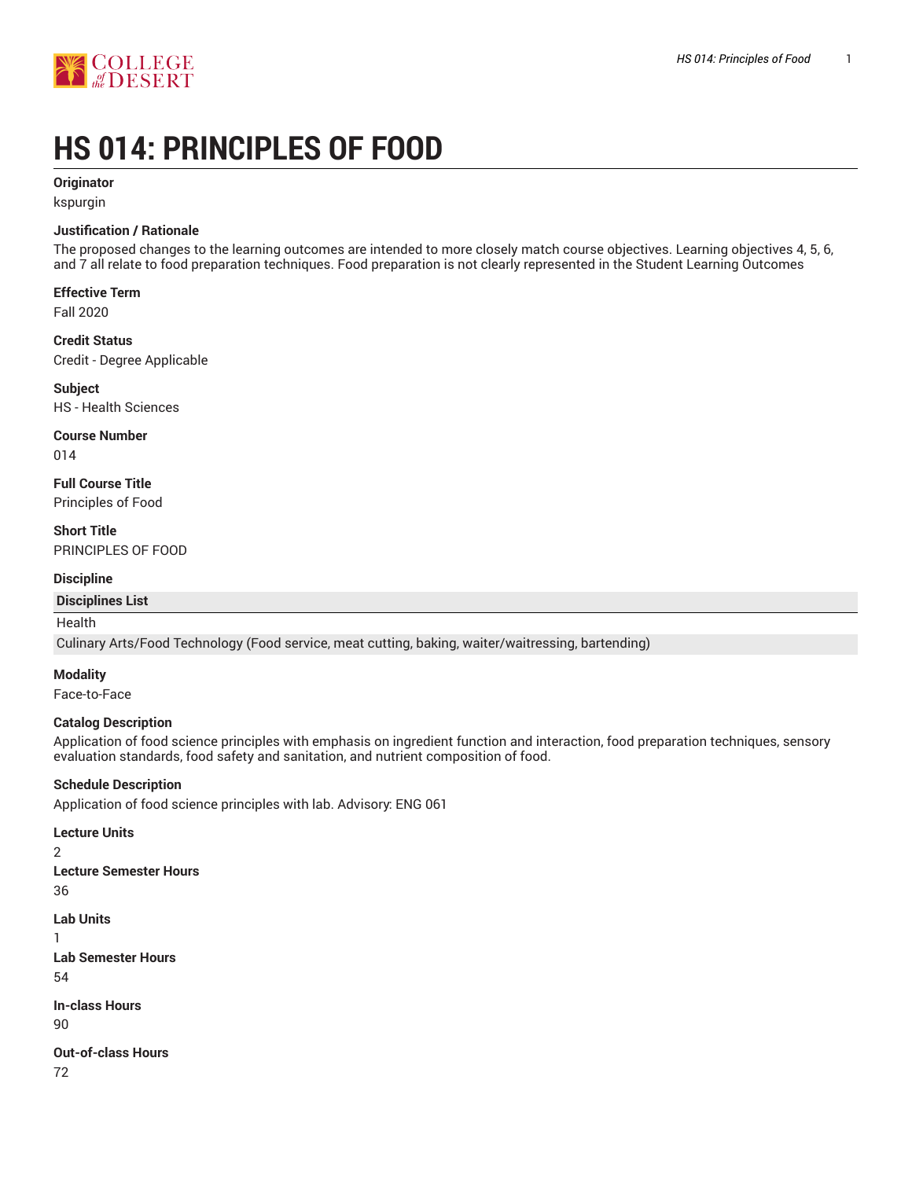# HS 014: PRINCIPLES OF FOOD

**Originator**

kspurgin

**Justification / Rationale**

The proposed changes to the learning outcomes are intended to more closely match course objectives. Learning objectives 4, 5, 6, and 7 all relate to food preparation techniques. Food preparation is not clearly represented in the Student Learning Outcomes

**Effective Term**

Fall 2020

**Credit Status**

Credit - Degree Applicable

**Subject**

HS - Health Sciences

**Course Number**

014

**Full Course Title**

Principles of Food

**Short Title**

PRINCIPLES OF FOOD

**Discipline**

| Disciplines List |
|---|
| Health |
| Culinary Arts/Food Technology (Food service, meat cutting, baking, waiter/waitressing, bartending) |

**Modality**

Face-to-Face

**Catalog Description**

Application of food science principles with emphasis on ingredient function and interaction, food preparation techniques, sensory evaluation standards, food safety and sanitation, and nutrient composition of food.

**Schedule Description**

Application of food science principles with lab. Advisory: ENG 061

**Lecture Units**

2

**Lecture Semester Hours**

36

**Lab Units**

1

**Lab Semester Hours**

54

**In-class Hours**

90

**Out-of-class Hours**

72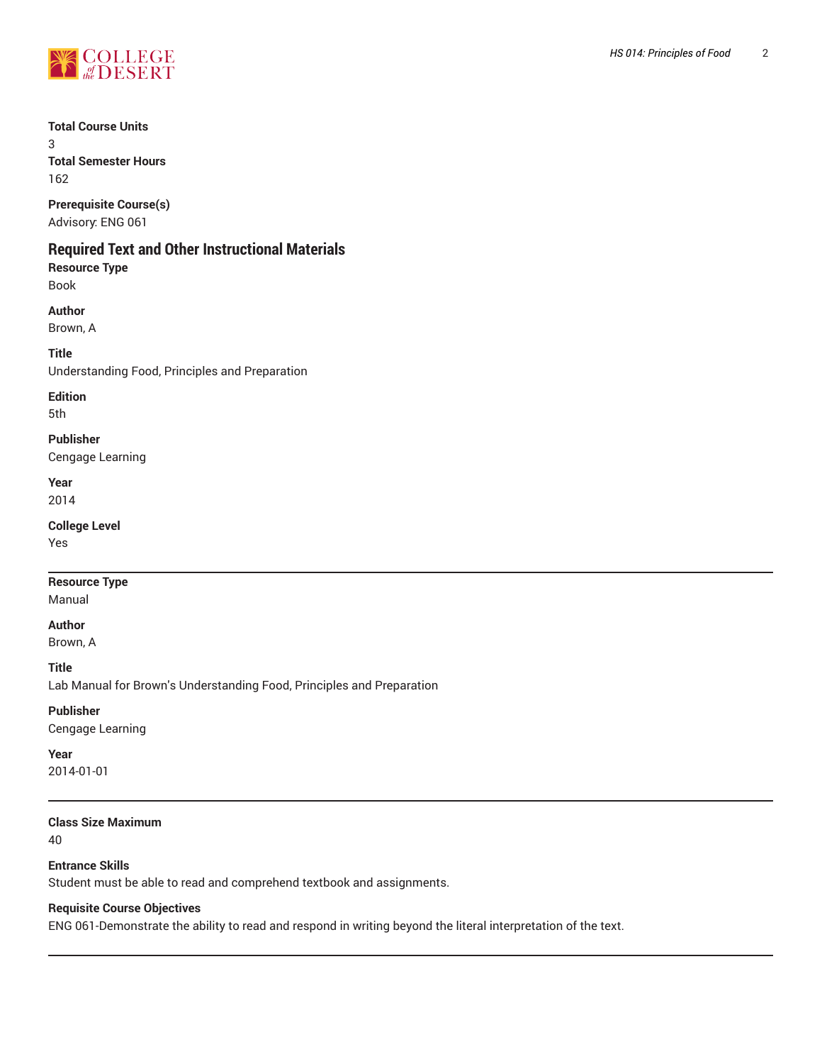**Total Course Units**
3
**Total Semester Hours**
162

**Prerequisite Course(s)**
Advisory: ENG 061

## Required Text and Other Instructional Materials

**Resource Type**
Book

**Author**
Brown, A

**Title**
Understanding Food, Principles and Preparation

**Edition**
5th

**Publisher**
Cengage Learning

**Year**
2014

**College Level**
Yes

---

**Resource Type**
Manual

**Author**
Brown, A

**Title**
Lab Manual for Brown's Understanding Food, Principles and Preparation

**Publisher**
Cengage Learning

**Year**
2014-01-01

---

**Class Size Maximum**
40

**Entrance Skills**
Student must be able to read and comprehend textbook and assignments.

**Requisite Course Objectives**
ENG 061-Demonstrate the ability to read and respond in writing beyond the literal interpretation of the text.

---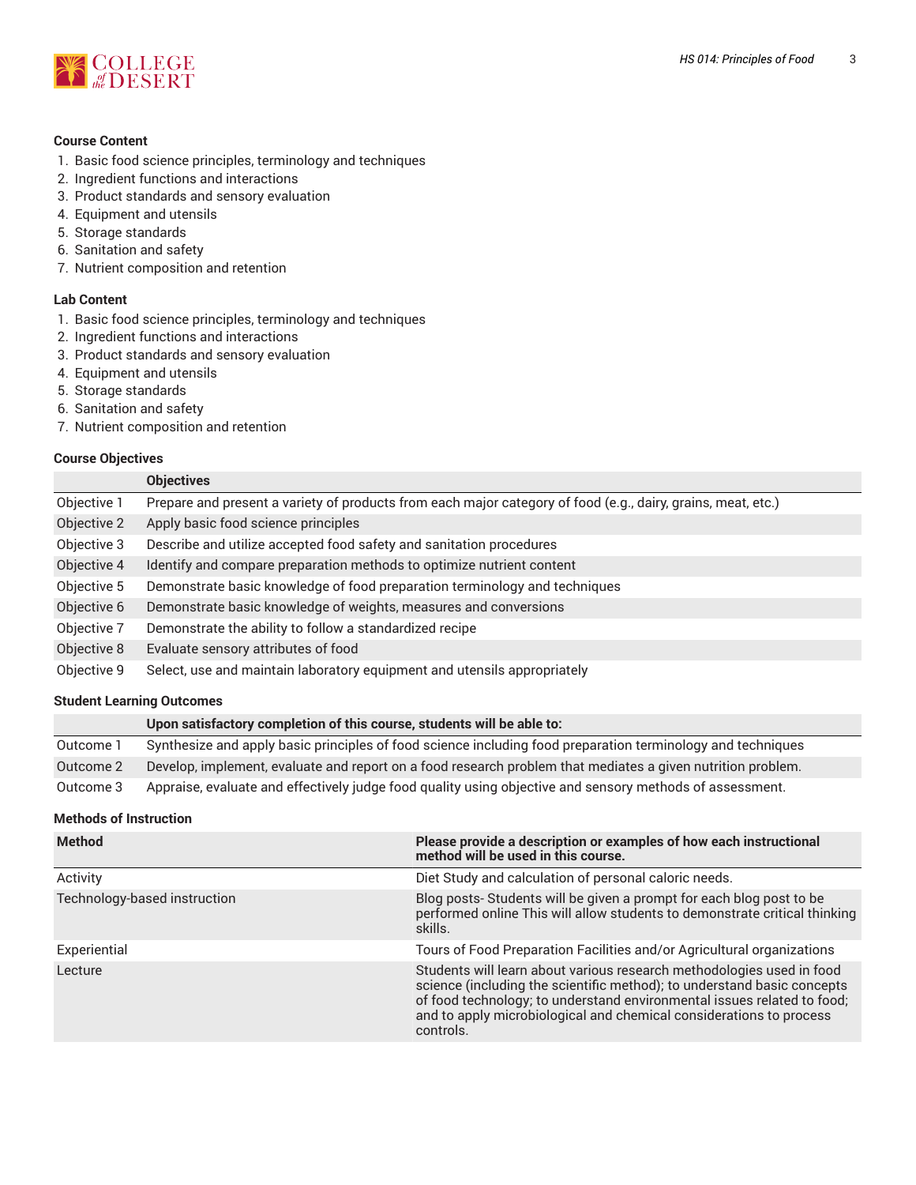### Course Content

1. Basic food science principles, terminology and techniques
2. Ingredient functions and interactions
3. Product standards and sensory evaluation
4. Equipment and utensils
5. Storage standards
6. Sanitation and safety
7. Nutrient composition and retention

### Lab Content

1. Basic food science principles, terminology and techniques
2. Ingredient functions and interactions
3. Product standards and sensory evaluation
4. Equipment and utensils
5. Storage standards
6. Sanitation and safety
7. Nutrient composition and retention

### Course Objectives

| | Objectives |
|---|---|
| Objective 1 | Prepare and present a variety of products from each major category of food (e.g., dairy, grains, meat, etc.) |
| Objective 2 | Apply basic food science principles |
| Objective 3 | Describe and utilize accepted food safety and sanitation procedures |
| Objective 4 | Identify and compare preparation methods to optimize nutrient content |
| Objective 5 | Demonstrate basic knowledge of food preparation terminology and techniques |
| Objective 6 | Demonstrate basic knowledge of weights, measures and conversions |
| Objective 7 | Demonstrate the ability to follow a standardized recipe |
| Objective 8 | Evaluate sensory attributes of food |
| Objective 9 | Select, use and maintain laboratory equipment and utensils appropriately |

### Student Learning Outcomes

| | Upon satisfactory completion of this course, students will be able to: |
|---|---|
| Outcome 1 | Synthesize and apply basic principles of food science including food preparation terminology and techniques |
| Outcome 2 | Develop, implement, evaluate and report on a food research problem that mediates a given nutrition problem. |
| Outcome 3 | Appraise, evaluate and effectively judge food quality using objective and sensory methods of assessment. |

### Methods of Instruction

| Method | Please provide a description or examples of how each instructional method will be used in this course. |
|---|---|
| Activity | Diet Study and calculation of personal caloric needs. |
| Technology-based instruction | Blog posts- Students will be given a prompt for each blog post to be performed online This will allow students to demonstrate critical thinking skills. |
| Experiential | Tours of Food Preparation Facilities and/or Agricultural organizations |
| Lecture | Students will learn about various research methodologies used in food science (including the scientific method); to understand basic concepts of food technology; to understand environmental issues related to food; and to apply microbiological and chemical considerations to process controls. |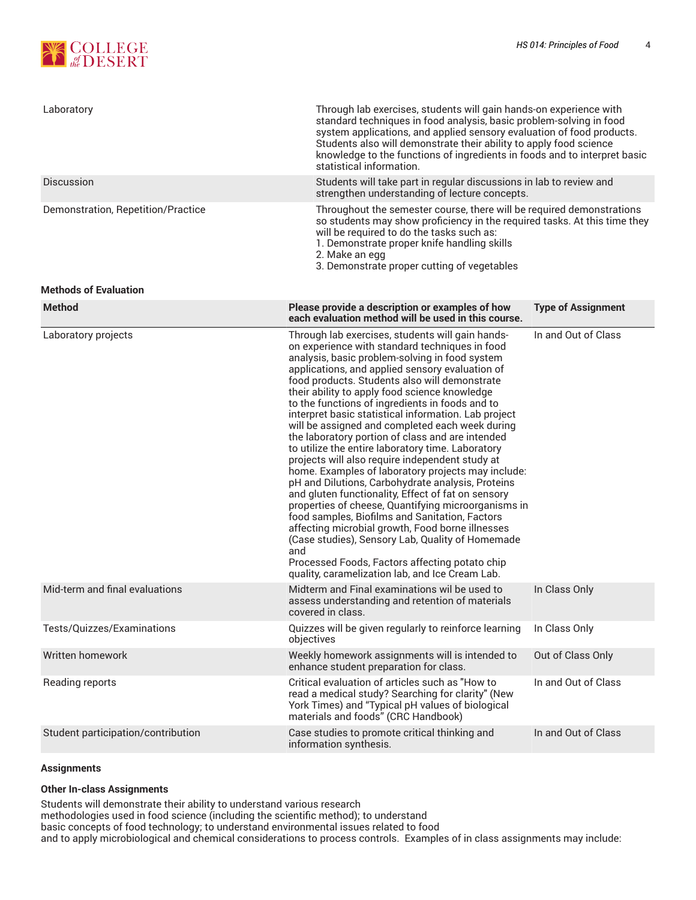| | |
|---|---|
| Laboratory | Through lab exercises, students will gain hands-on experience with standard techniques in food analysis, basic problem-solving in food system applications, and applied sensory evaluation of food products. Students also will demonstrate their ability to apply food science knowledge to the functions of ingredients in foods and to interpret basic statistical information. |
| Discussion | Students will take part in regular discussions in lab to review and strengthen understanding of lecture concepts. |
| Demonstration, Repetition/Practice | Throughout the semester course, there will be required demonstrations so students may show proficiency in the required tasks. At this time they will be required to do the tasks such as:<br>1. Demonstrate proper knife handling skills<br>2. Make an egg<br>3. Demonstrate proper cutting of vegetables |

### Methods of Evaluation

| Method | Please provide a description or examples of how each evaluation method will be used in this course. | Type of Assignment |
|---|---|---|
| Laboratory projects | Through lab exercises, students will gain hands-on experience with standard techniques in food analysis, basic problem-solving in food system applications, and applied sensory evaluation of food products. Students also will demonstrate their ability to apply food science knowledge to the functions of ingredients in foods and to interpret basic statistical information. Lab project will be assigned and completed each week during the laboratory portion of class and are intended to utilize the entire laboratory time. Laboratory projects will also require independent study at home. Examples of laboratory projects may include: pH and Dilutions, Carbohydrate analysis, Proteins and gluten functionality, Effect of fat on sensory properties of cheese, Quantifying microorganisms in food samples, Biofilms and Sanitation, Factors affecting microbial growth, Food borne illnesses (Case studies), Sensory Lab, Quality of Homemade and<br>Processed Foods, Factors affecting potato chip quality, caramelization lab, and Ice Cream Lab. | In and Out of Class |
| Mid-term and final evaluations | Midterm and Final examinations wil be used to assess understanding and retention of materials covered in class. | In Class Only |
| Tests/Quizzes/Examinations | Quizzes will be given regularly to reinforce learning objectives | In Class Only |
| Written homework | Weekly homework assignments will is intended to enhance student preparation for class. | Out of Class Only |
| Reading reports | Critical evaluation of articles such as "How to read a medical study? Searching for clarity" (New York Times) and "Typical pH values of biological materials and foods" (CRC Handbook) | In and Out of Class |
| Student participation/contribution | Case studies to promote critical thinking and information synthesis. | In and Out of Class |

### Assignments

#### Other In-class Assignments

Students will demonstrate their ability to understand various research methodologies used in food science (including the scientific method); to understand basic concepts of food technology; to understand environmental issues related to food and to apply microbiological and chemical considerations to process controls. Examples of in class assignments may include: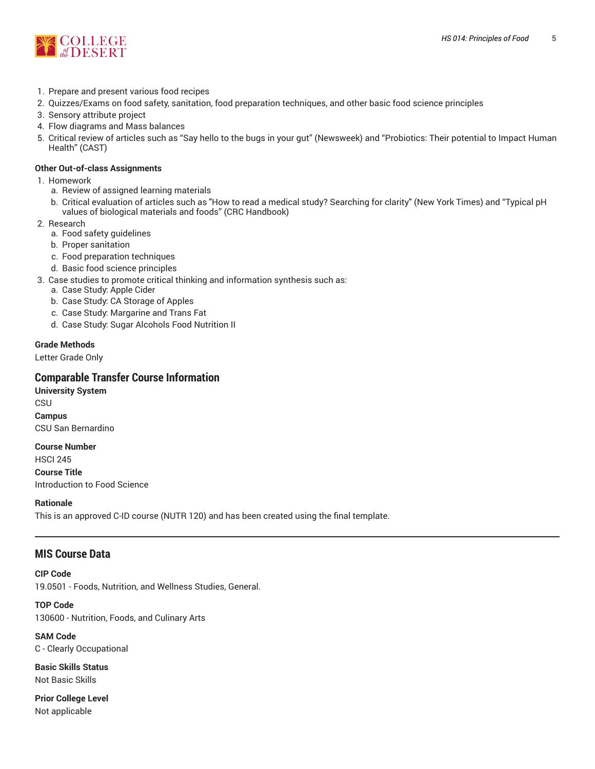1. Prepare and present various food recipes
2. Quizzes/Exams on food safety, sanitation, food preparation techniques, and other basic food science principles
3. Sensory attribute project
4. Flow diagrams and Mass balances
5. Critical review of articles such as "Say hello to the bugs in your gut" (Newsweek) and "Probiotics: Their potential to Impact Human Health" (CAST)

**Other Out-of-class Assignments**

1. Homework
   a. Review of assigned learning materials
   b. Critical evaluation of articles such as "How to read a medical study? Searching for clarity" (New York Times) and "Typical pH values of biological materials and foods" (CRC Handbook)
2. Research
   a. Food safety guidelines
   b. Proper sanitation
   c. Food preparation techniques
   d. Basic food science principles
3. Case studies to promote critical thinking and information synthesis such as:
   a. Case Study: Apple Cider
   b. Case Study: CA Storage of Apples
   c. Case Study: Margarine and Trans Fat
   d. Case Study: Sugar Alcohols Food Nutrition II

**Grade Methods**

Letter Grade Only

## Comparable Transfer Course Information

**University System**

CSU

**Campus**

CSU San Bernardino

**Course Number**

HSCI 245

**Course Title**

Introduction to Food Science

**Rationale**

This is an approved C-ID course (NUTR 120) and has been created using the final template.

---

## MIS Course Data

**CIP Code**

19.0501 - Foods, Nutrition, and Wellness Studies, General.

**TOP Code**

130600 - Nutrition, Foods, and Culinary Arts

**SAM Code**

C - Clearly Occupational

**Basic Skills Status**

Not Basic Skills

**Prior College Level**

Not applicable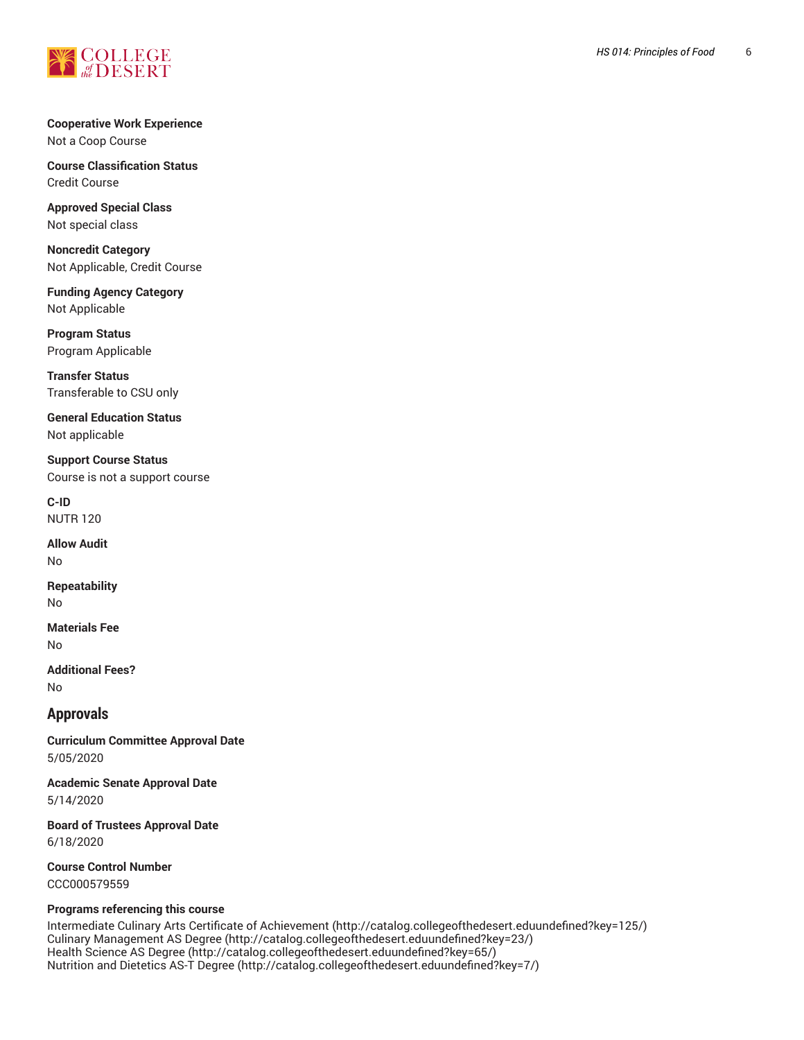**Cooperative Work Experience**
Not a Coop Course

**Course Classification Status**
Credit Course

**Approved Special Class**
Not special class

**Noncredit Category**
Not Applicable, Credit Course

**Funding Agency Category**
Not Applicable

**Program Status**
Program Applicable

**Transfer Status**
Transferable to CSU only

**General Education Status**
Not applicable

**Support Course Status**
Course is not a support course

**C-ID**
NUTR 120

**Allow Audit**
No

**Repeatability**
No

**Materials Fee**
No

**Additional Fees?**
No

## Approvals

**Curriculum Committee Approval Date**
5/05/2020

**Academic Senate Approval Date**
5/14/2020

**Board of Trustees Approval Date**
6/18/2020

**Course Control Number**
CCC000579559

**Programs referencing this course**
Intermediate Culinary Arts Certificate of Achievement (http://catalog.collegeofthedesert.eduundefined?key=125/)
Culinary Management AS Degree (http://catalog.collegeofthedesert.eduundefined?key=23/)
Health Science AS Degree (http://catalog.collegeofthedesert.eduundefined?key=65/)
Nutrition and Dietetics AS-T Degree (http://catalog.collegeofthedesert.eduundefined?key=7/)